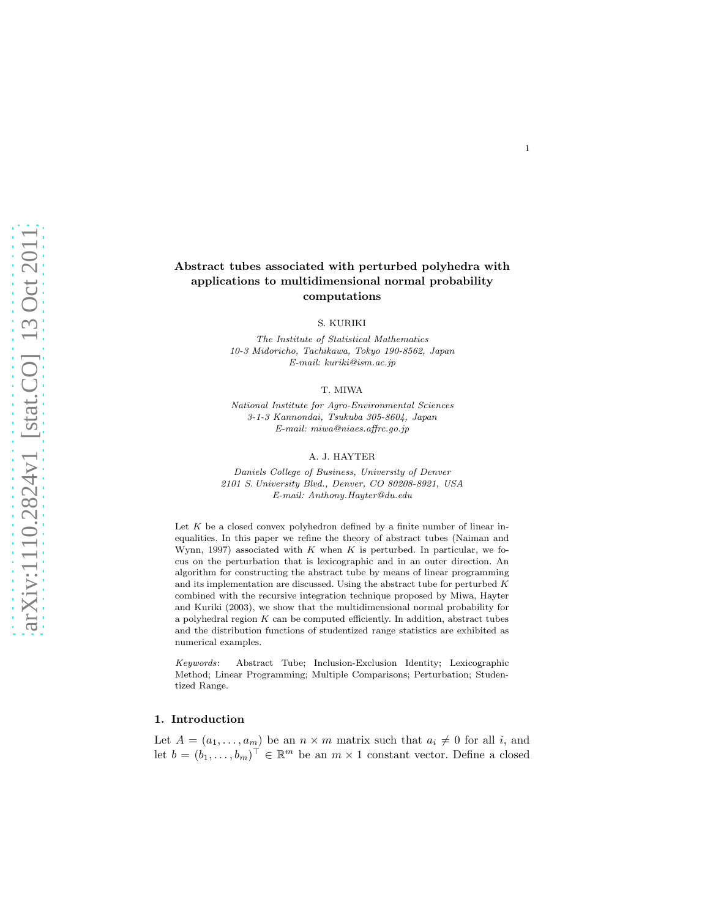# Abstract tubes associated with perturbed polyhedra with applications to multidimensional normal probability computations

S. KURIKI

*The Institute of Statistical Mathematics*
*10-3 Midoricho, Tachikawa, Tokyo 190-8562, Japan*
*E-mail: kuriki@ism.ac.jp*

T. MIWA

*National Institute for Agro-Environmental Sciences*
*3-1-3 Kannondai, Tsukuba 305-8604, Japan*
*E-mail: miwa@niaes.affrc.go.jp*

A. J. HAYTER

*Daniels College of Business, University of Denver*
*2101 S. University Blvd., Denver, CO 80208-8921, USA*
*E-mail: Anthony.Hayter@du.edu*

Let $K$ be a closed convex polyhedron defined by a finite number of linear inequalities. In this paper we refine the theory of abstract tubes (Naiman and Wynn, 1997) associated with $K$ when $K$ is perturbed. In particular, we focus on the perturbation that is lexicographic and in an outer direction. An algorithm for constructing the abstract tube by means of linear programming and its implementation are discussed. Using the abstract tube for perturbed $K$ combined with the recursive integration technique proposed by Miwa, Hayter and Kuriki (2003), we show that the multidimensional normal probability for a polyhedral region $K$ can be computed efficiently. In addition, abstract tubes and the distribution functions of studentized range statistics are exhibited as numerical examples.

*Keywords*: Abstract Tube; Inclusion-Exclusion Identity; Lexicographic Method; Linear Programming; Multiple Comparisons; Perturbation; Studentized Range.

## 1. Introduction

Let $A = (a_1, \ldots, a_m)$ be an $n \times m$ matrix such that $a_i \neq 0$ for all $i$, and let $b = (b_1, \ldots, b_m)^\top \in \mathbb{R}^m$ be an $m \times 1$ constant vector. Define a closed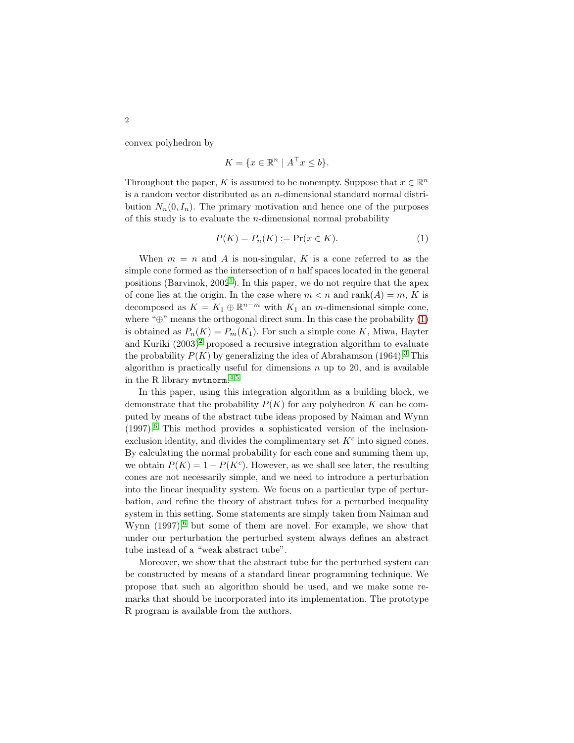convex polyhedron by

$$K = \{x \in \mathbb{R}^n \mid A^\top x \le b\}.$$

Throughout the paper, $K$ is assumed to be nonempty. Suppose that $x \in \mathbb{R}^n$ is a random vector distributed as an $n$-dimensional standard normal distribution $N_n(0, I_n)$. The primary motivation and hence one of the purposes of this study is to evaluate the $n$-dimensional normal probability

$$P(K) = P_n(K) := \Pr(x \in K). \tag{1}$$

When $m = n$ and $A$ is non-singular, $K$ is a cone referred to as the simple cone formed as the intersection of $n$ half spaces located in the general positions (Barvinok, 2002[1]). In this paper, we do not require that the apex of cone lies at the origin. In the case where $m < n$ and $\mathrm{rank}(A) = m$, $K$ is decomposed as $K = K_1 \oplus \mathbb{R}^{n-m}$ with $K_1$ an $m$-dimensional simple cone, where "$\oplus$" means the orthogonal direct sum. In this case the probability (1) is obtained as $P_n(K) = P_m(K_1)$. For such a simple cone $K$, Miwa, Hayter and Kuriki (2003)[2] proposed a recursive integration algorithm to evaluate the probability $P(K)$ by generalizing the idea of Abrahamson (1964).[3] This algorithm is practically useful for dimensions $n$ up to 20, and is available in the R library mvtnorm.[4,5]

In this paper, using this integration algorithm as a building block, we demonstrate that the probability $P(K)$ for any polyhedron $K$ can be computed by means of the abstract tube ideas proposed by Naiman and Wynn (1997).[6] This method provides a sophisticated version of the inclusion-exclusion identity, and divides the complimentary set $K^c$ into signed cones. By calculating the normal probability for each cone and summing them up, we obtain $P(K) = 1 - P(K^c)$. However, as we shall see later, the resulting cones are not necessarily simple, and we need to introduce a perturbation into the linear inequality system. We focus on a particular type of perturbation, and refine the theory of abstract tubes for a perturbed inequality system in this setting. Some statements are simply taken from Naiman and Wynn (1997),[6] but some of them are novel. For example, we show that under our perturbation the perturbed system always defines an abstract tube instead of a "weak abstract tube".

Moreover, we show that the abstract tube for the perturbed system can be constructed by means of a standard linear programming technique. We propose that such an algorithm should be used, and we make some remarks that should be incorporated into its implementation. The prototype R program is available from the authors.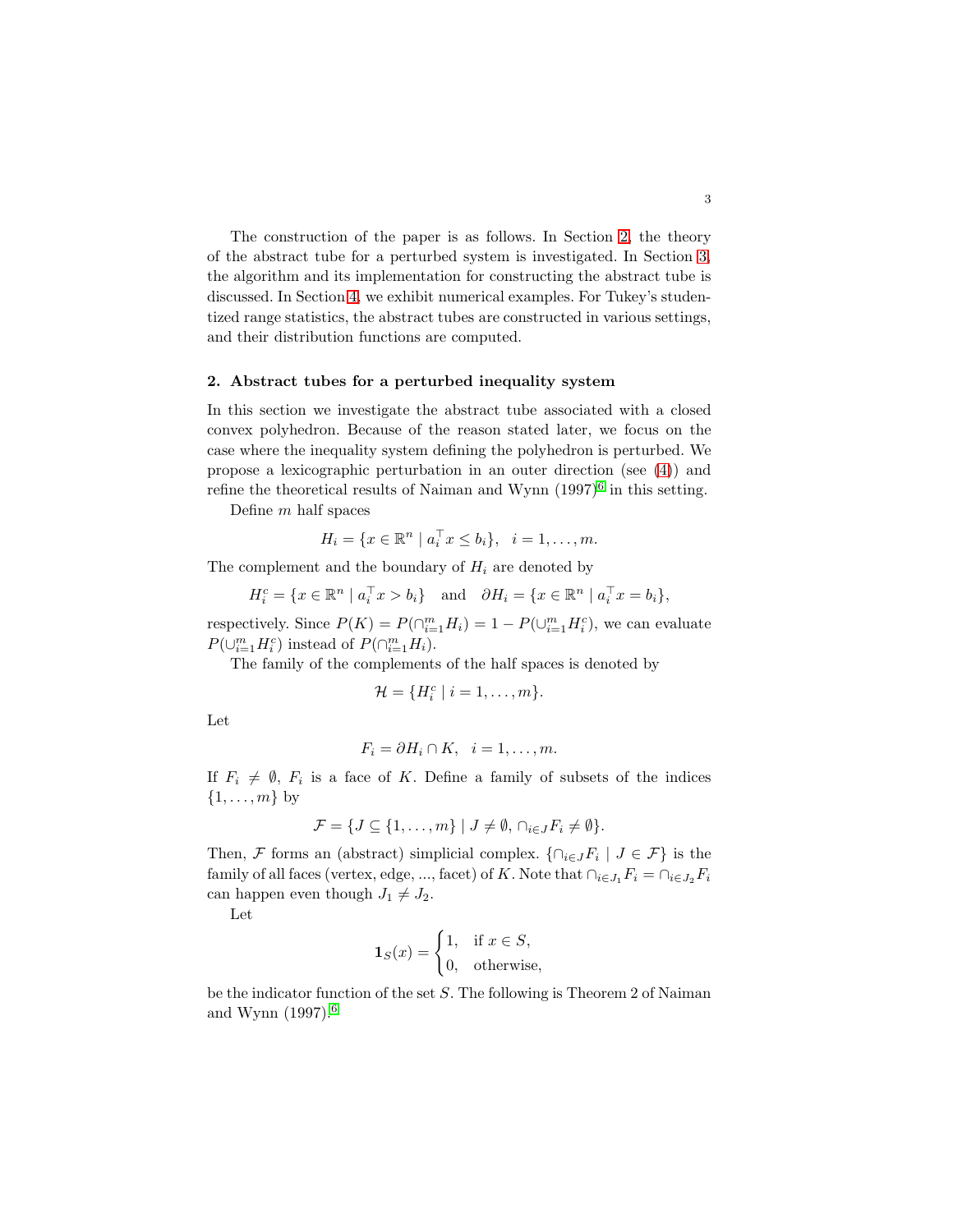The construction of the paper is as follows. In Section 2, the theory of the abstract tube for a perturbed system is investigated. In Section 3, the algorithm and its implementation for constructing the abstract tube is discussed. In Section 4, we exhibit numerical examples. For Tukey's studentized range statistics, the abstract tubes are constructed in various settings, and their distribution functions are computed.

## 2. Abstract tubes for a perturbed inequality system

In this section we investigate the abstract tube associated with a closed convex polyhedron. Because of the reason stated later, we focus on the case where the inequality system defining the polyhedron is perturbed. We propose a lexicographic perturbation in an outer direction (see (4)) and refine the theoretical results of Naiman and Wynn (1997)[6] in this setting.

Define $m$ half spaces

$$H_i = \{x \in \mathbb{R}^n \mid a_i^\top x \le b_i\}, \quad i = 1, \dots, m.$$

The complement and the boundary of $H_i$ are denoted by

$$H_i^c = \{x \in \mathbb{R}^n \mid a_i^\top x > b_i\} \quad \text{and} \quad \partial H_i = \{x \in \mathbb{R}^n \mid a_i^\top x = b_i\},$$

respectively. Since $P(K) = P(\cap_{i=1}^m H_i) = 1 - P(\cup_{i=1}^m H_i^c)$, we can evaluate $P(\cup_{i=1}^m H_i^c)$ instead of $P(\cap_{i=1}^m H_i)$.

The family of the complements of the half spaces is denoted by

$$\mathcal{H} = \{H_i^c \mid i = 1, \dots, m\}.$$

Let

$$F_i = \partial H_i \cap K, \quad i = 1, \dots, m.$$

If $F_i \neq \emptyset$, $F_i$ is a face of $K$. Define a family of subsets of the indices $\{1, \dots, m\}$ by

$$\mathcal{F} = \{J \subseteq \{1, \dots, m\} \mid J \neq \emptyset, \cap_{i \in J} F_i \neq \emptyset\}.$$

Then, $\mathcal{F}$ forms an (abstract) simplicial complex. $\{\cap_{i \in J} F_i \mid J \in \mathcal{F}\}$ is the family of all faces (vertex, edge, ..., facet) of $K$. Note that $\cap_{i \in J_1} F_i = \cap_{i \in J_2} F_i$ can happen even though $J_1 \neq J_2$.

Let

$$\mathbf{1}_S(x) = \begin{cases} 1, & \text{if } x \in S, \\ 0, & \text{otherwise,} \end{cases}$$

be the indicator function of the set $S$. The following is Theorem 2 of Naiman and Wynn (1997).[6]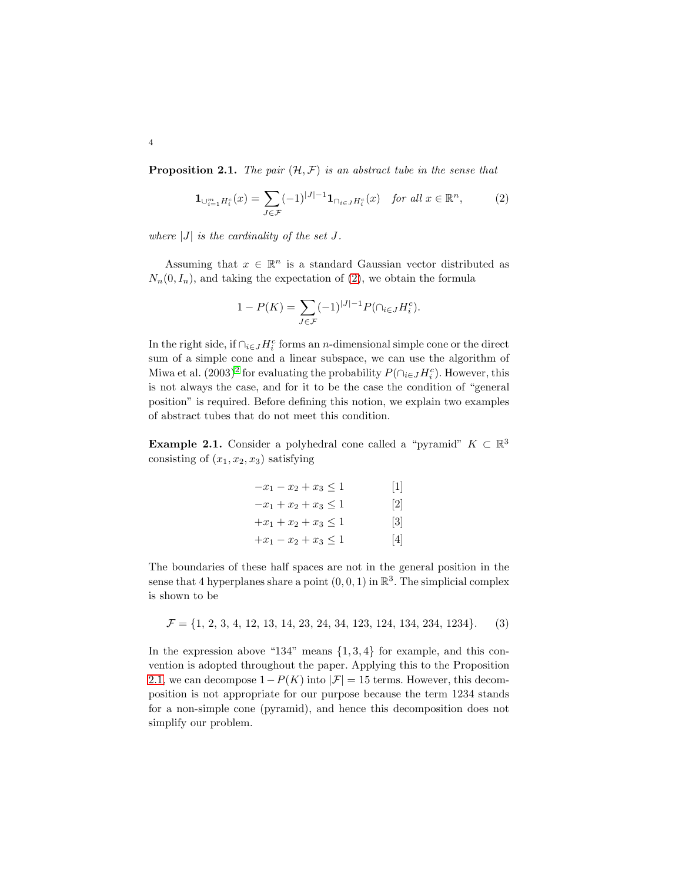**Proposition 2.1.** *The pair $(\mathcal{H}, \mathcal{F})$ is an abstract tube in the sense that*

$$\mathbf{1}_{\cup_{i=1}^m H_i^c}(x) = \sum_{J \in \mathcal{F}} (-1)^{|J|-1} \mathbf{1}_{\cap_{i \in J} H_i^c}(x) \quad \text{for all } x \in \mathbb{R}^n, \tag{2}$$

*where $|J|$ is the cardinality of the set $J$.*

Assuming that $x \in \mathbb{R}^n$ is a standard Gaussian vector distributed as $N_n(0, I_n)$, and taking the expectation of (2), we obtain the formula

$$1 - P(K) = \sum_{J \in \mathcal{F}} (-1)^{|J|-1} P(\cap_{i \in J} H_i^c).$$

In the right side, if $\cap_{i \in J} H_i^c$ forms an $n$-dimensional simple cone or the direct sum of a simple cone and a linear subspace, we can use the algorithm of Miwa et al. (2003)[2] for evaluating the probability $P(\cap_{i \in J} H_i^c)$. However, this is not always the case, and for it to be the case the condition of "general position" is required. Before defining this notion, we explain two examples of abstract tubes that do not meet this condition.

**Example 2.1.** Consider a polyhedral cone called a "pyramid" $K \subset \mathbb{R}^3$ consisting of $(x_1, x_2, x_3)$ satisfying

$$\begin{aligned}
-x_1 - x_2 + x_3 &\le 1 \qquad [1] \\
-x_1 + x_2 + x_3 &\le 1 \qquad [2] \\
+x_1 + x_2 + x_3 &\le 1 \qquad [3] \\
+x_1 - x_2 + x_3 &\le 1 \qquad [4]
\end{aligned}$$

The boundaries of these half spaces are not in the general position in the sense that 4 hyperplanes share a point $(0, 0, 1)$ in $\mathbb{R}^3$. The simplicial complex is shown to be

$$\mathcal{F} = \{1, 2, 3, 4, 12, 13, 14, 23, 24, 34, 123, 124, 134, 234, 1234\}. \tag{3}$$

In the expression above "134" means $\{1, 3, 4\}$ for example, and this convention is adopted throughout the paper. Applying this to the Proposition 2.1, we can decompose $1 - P(K)$ into $|\mathcal{F}| = 15$ terms. However, this decomposition is not appropriate for our purpose because the term 1234 stands for a non-simple cone (pyramid), and hence this decomposition does not simplify our problem.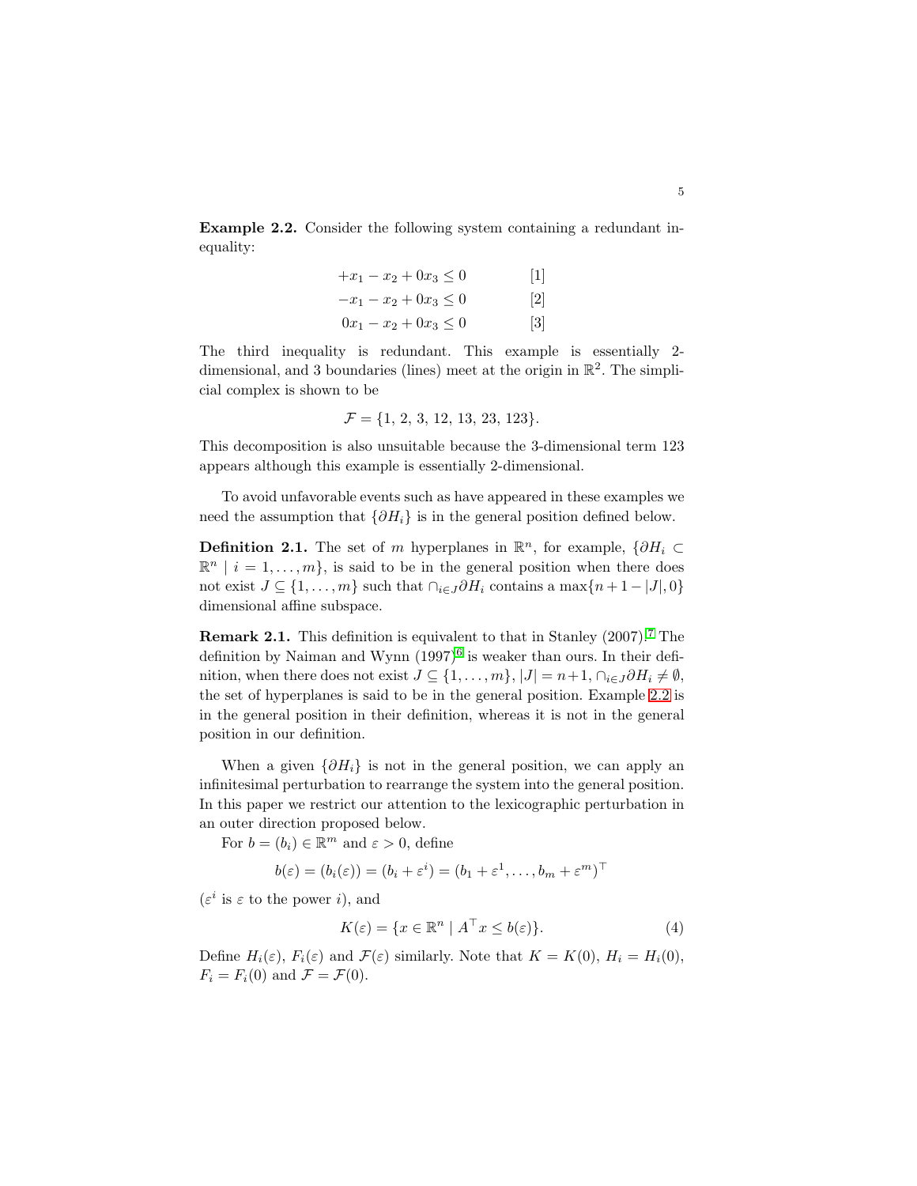**Example 2.2.** Consider the following system containing a redundant inequality:

$$
\begin{aligned}
+x_1 - x_2 + 0x_3 &\leq 0 \qquad [1] \\
-x_1 - x_2 + 0x_3 &\leq 0 \qquad [2] \\
0x_1 - x_2 + 0x_3 &\leq 0 \qquad [3]
\end{aligned}
$$

The third inequality is redundant. This example is essentially 2-dimensional, and 3 boundaries (lines) meet at the origin in $\mathbb{R}^2$. The simplicial complex is shown to be

$$\mathcal{F} = \{1,\ 2,\ 3,\ 12,\ 13,\ 23,\ 123\}.$$

This decomposition is also unsuitable because the 3-dimensional term 123 appears although this example is essentially 2-dimensional.

To avoid unfavorable events such as have appeared in these examples we need the assumption that $\{\partial H_i\}$ is in the general position defined below.

**Definition 2.1.** The set of $m$ hyperplanes in $\mathbb{R}^n$, for example, $\{\partial H_i \subset \mathbb{R}^n \mid i = 1, \ldots, m\}$, is said to be in the general position when there does not exist $J \subseteq \{1, \ldots, m\}$ such that $\cap_{i \in J} \partial H_i$ contains a $\max\{n+1-|J|, 0\}$ dimensional affine subspace.

**Remark 2.1.** This definition is equivalent to that in Stanley (2007).[7] The definition by Naiman and Wynn (1997)[6] is weaker than ours. In their definition, when there does not exist $J \subseteq \{1, \ldots, m\}$, $|J| = n+1$, $\cap_{i \in J} \partial H_i \neq \emptyset$, the set of hyperplanes is said to be in the general position. Example 2.2 is in the general position in their definition, whereas it is not in the general position in our definition.

When a given $\{\partial H_i\}$ is not in the general position, we can apply an infinitesimal perturbation to rearrange the system into the general position. In this paper we restrict our attention to the lexicographic perturbation in an outer direction proposed below.

For $b = (b_i) \in \mathbb{R}^m$ and $\varepsilon > 0$, define

$$b(\varepsilon) = (b_i(\varepsilon)) = (b_i + \varepsilon^i) = (b_1 + \varepsilon^1, \ldots, b_m + \varepsilon^m)^\top$$

($\varepsilon^i$ is $\varepsilon$ to the power $i$), and

$$K(\varepsilon) = \{x \in \mathbb{R}^n \mid A^\top x \leq b(\varepsilon)\}. \tag{4}$$

Define $H_i(\varepsilon)$, $F_i(\varepsilon)$ and $\mathcal{F}(\varepsilon)$ similarly. Note that $K = K(0)$, $H_i = H_i(0)$, $F_i = F_i(0)$ and $\mathcal{F} = \mathcal{F}(0)$.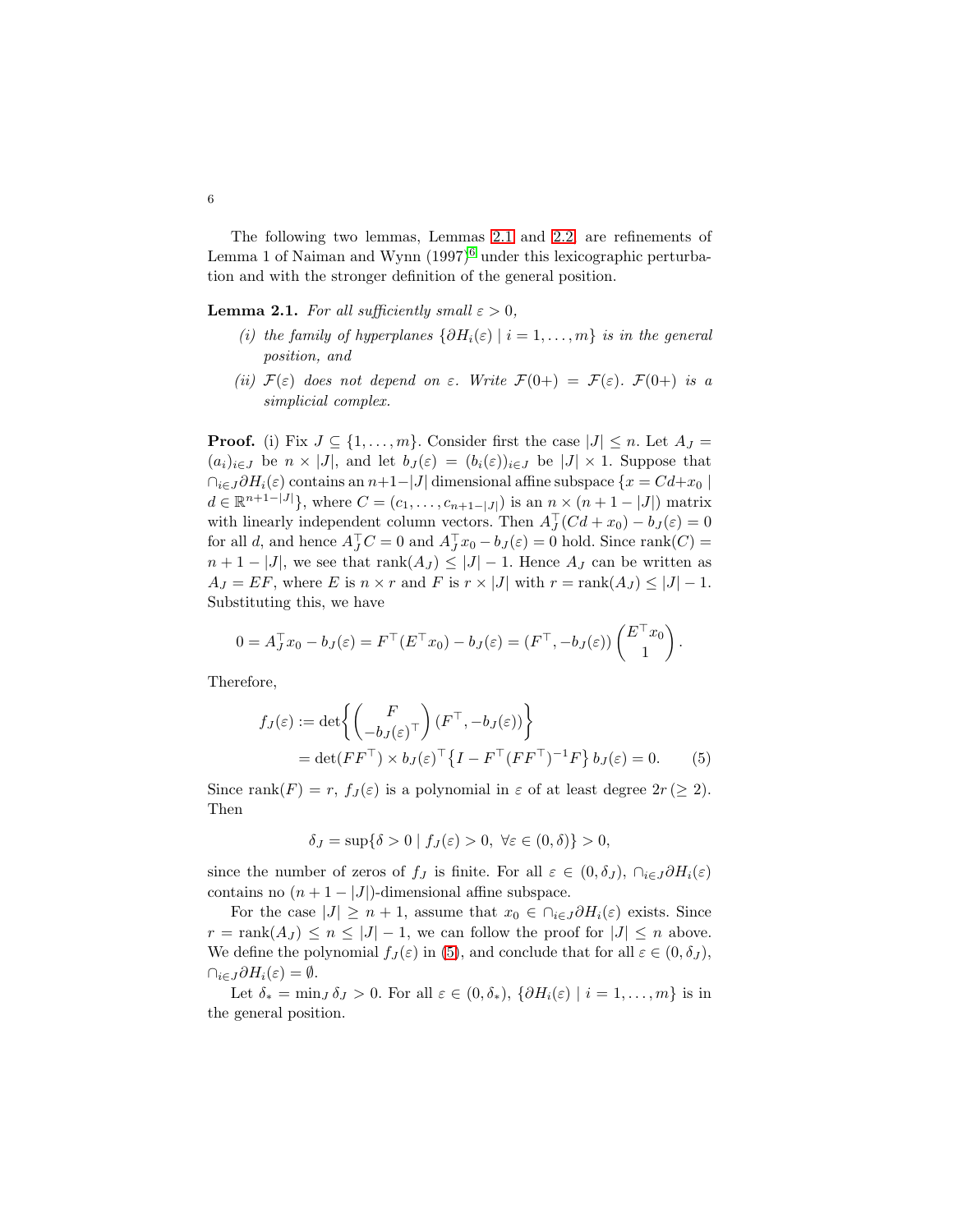The following two lemmas, Lemmas 2.1 and 2.2, are refinements of Lemma 1 of Naiman and Wynn (1997)[6] under this lexicographic perturbation and with the stronger definition of the general position.

**Lemma 2.1.** *For all sufficiently small $\varepsilon > 0$,*

*(i) the family of hyperplanes $\{\partial H_i(\varepsilon) \mid i = 1, \ldots, m\}$ is in the general position, and*

*(ii) $\mathcal{F}(\varepsilon)$ does not depend on $\varepsilon$. Write $\mathcal{F}(0+) = \mathcal{F}(\varepsilon)$. $\mathcal{F}(0+)$ is a simplicial complex.*

**Proof.** (i) Fix $J \subseteq \{1, \ldots, m\}$. Consider first the case $|J| \le n$. Let $A_J = (a_i)_{i \in J}$ be $n \times |J|$, and let $b_J(\varepsilon) = (b_i(\varepsilon))_{i \in J}$ be $|J| \times 1$. Suppose that $\cap_{i \in J} \partial H_i(\varepsilon)$ contains an $n+1-|J|$ dimensional affine subspace $\{x = Cd + x_0 \mid d \in \mathbb{R}^{n+1-|J|}\}$, where $C = (c_1, \ldots, c_{n+1-|J|})$ is an $n \times (n+1-|J|)$ matrix with linearly independent column vectors. Then $A_J^\top (Cd + x_0) - b_J(\varepsilon) = 0$ for all $d$, and hence $A_J^\top C = 0$ and $A_J^\top x_0 - b_J(\varepsilon) = 0$ hold. Since $\mathrm{rank}(C) = n + 1 - |J|$, we see that $\mathrm{rank}(A_J) \le |J| - 1$. Hence $A_J$ can be written as $A_J = EF$, where $E$ is $n \times r$ and $F$ is $r \times |J|$ with $r = \mathrm{rank}(A_J) \le |J| - 1$. Substituting this, we have

$$0 = A_J^\top x_0 - b_J(\varepsilon) = F^\top (E^\top x_0) - b_J(\varepsilon) = (F^\top, -b_J(\varepsilon)) \begin{pmatrix} E^\top x_0 \\ 1 \end{pmatrix}.$$

Therefore,

$$\begin{aligned} f_J(\varepsilon) &:= \det\left\{ \begin{pmatrix} F \\ -b_J(\varepsilon)^\top \end{pmatrix} (F^\top, -b_J(\varepsilon)) \right\} \\ &= \det(FF^\top) \times b_J(\varepsilon)^\top \left\{ I - F^\top (FF^\top)^{-1} F \right\} b_J(\varepsilon) = 0. \end{aligned} \qquad (5)$$

Since $\mathrm{rank}(F) = r$, $f_J(\varepsilon)$ is a polynomial in $\varepsilon$ of at least degree $2r\,(\ge 2)$. Then

$$\delta_J = \sup\{\delta > 0 \mid f_J(\varepsilon) > 0,\ \forall \varepsilon \in (0, \delta)\} > 0,$$

since the number of zeros of $f_J$ is finite. For all $\varepsilon \in (0, \delta_J)$, $\cap_{i \in J} \partial H_i(\varepsilon)$ contains no $(n+1-|J|)$-dimensional affine subspace.

For the case $|J| \ge n+1$, assume that $x_0 \in \cap_{i \in J} \partial H_i(\varepsilon)$ exists. Since $r = \mathrm{rank}(A_J) \le n \le |J| - 1$, we can follow the proof for $|J| \le n$ above. We define the polynomial $f_J(\varepsilon)$ in (5), and conclude that for all $\varepsilon \in (0, \delta_J)$, $\cap_{i \in J} \partial H_i(\varepsilon) = \emptyset$.

Let $\delta_* = \min_J \delta_J > 0$. For all $\varepsilon \in (0, \delta_*)$, $\{\partial H_i(\varepsilon) \mid i = 1, \ldots, m\}$ is in the general position.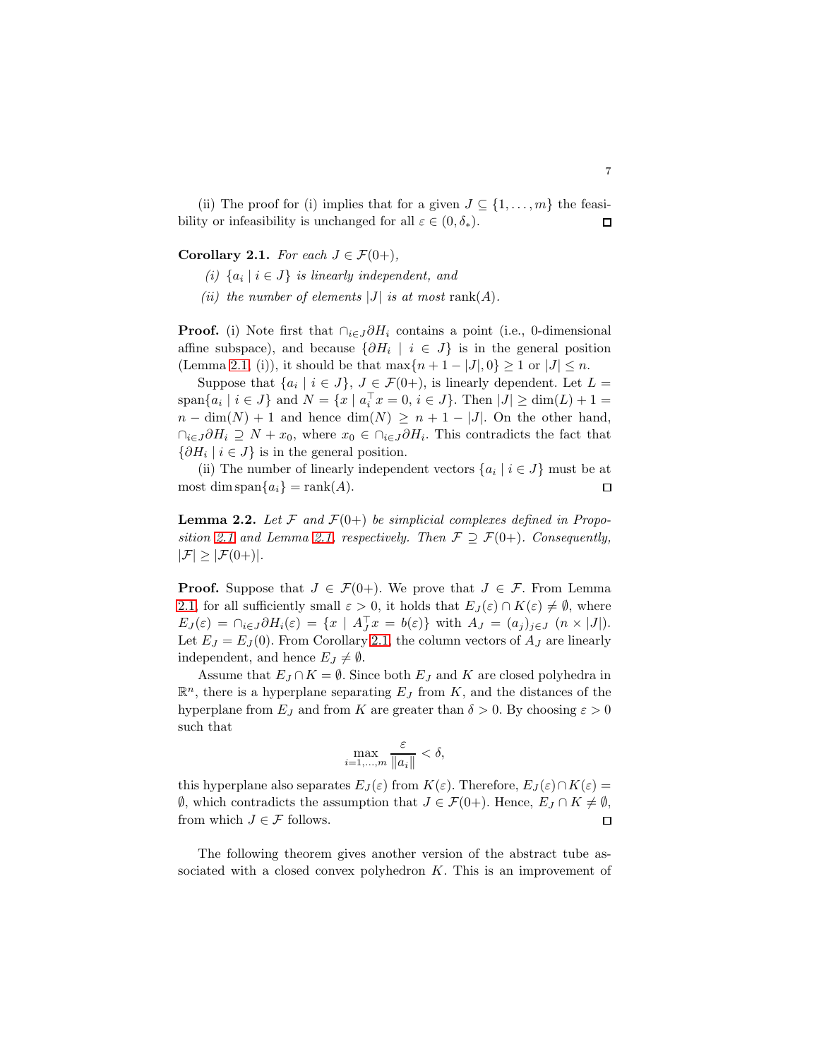(ii) The proof for (i) implies that for a given $J \subseteq \{1, \dots, m\}$ the feasibility or infeasibility is unchanged for all $\varepsilon \in (0, \delta_*)$. □

**Corollary 2.1.** *For each $J \in \mathcal{F}(0+)$,*

*(i) $\{a_i \mid i \in J\}$ is linearly independent, and*

*(ii) the number of elements $|J|$ is at most $\operatorname{rank}(A)$.*

**Proof.** (i) Note first that $\cap_{i \in J} \partial H_i$ contains a point (i.e., 0-dimensional affine subspace), and because $\{\partial H_i \mid i \in J\}$ is in the general position (Lemma 2.1 (i)), it should be that $\max\{n + 1 - |J|, 0\} \geq 1$ or $|J| \leq n$.

Suppose that $\{a_i \mid i \in J\}$, $J \in \mathcal{F}(0+)$, is linearly dependent. Let $L = \operatorname{span}\{a_i \mid i \in J\}$ and $N = \{x \mid a_i^\top x = 0,\, i \in J\}$. Then $|J| \geq \dim(L) + 1 = n - \dim(N) + 1$ and hence $\dim(N) \geq n + 1 - |J|$. On the other hand, $\cap_{i \in J} \partial H_i \supseteq N + x_0$, where $x_0 \in \cap_{i \in J} \partial H_i$. This contradicts the fact that $\{\partial H_i \mid i \in J\}$ is in the general position.

(ii) The number of linearly independent vectors $\{a_i \mid i \in J\}$ must be at most $\dim \operatorname{span}\{a_i\} = \operatorname{rank}(A)$. □

**Lemma 2.2.** *Let $\mathcal{F}$ and $\mathcal{F}(0+)$ be simplicial complexes defined in Proposition 2.1 and Lemma 2.1, respectively. Then $\mathcal{F} \supseteq \mathcal{F}(0+)$. Consequently, $|\mathcal{F}| \geq |\mathcal{F}(0+)|$.*

**Proof.** Suppose that $J \in \mathcal{F}(0+)$. We prove that $J \in \mathcal{F}$. From Lemma 2.1, for all sufficiently small $\varepsilon > 0$, it holds that $E_J(\varepsilon) \cap K(\varepsilon) \neq \emptyset$, where $E_J(\varepsilon) = \cap_{i \in J} \partial H_i(\varepsilon) = \{x \mid A_J^\top x = b(\varepsilon)\}$ with $A_J = (a_j)_{j \in J}$ $(n \times |J|)$. Let $E_J = E_J(0)$. From Corollary 2.1, the column vectors of $A_J$ are linearly independent, and hence $E_J \neq \emptyset$.

Assume that $E_J \cap K = \emptyset$. Since both $E_J$ and $K$ are closed polyhedra in $\mathbb{R}^n$, there is a hyperplane separating $E_J$ from $K$, and the distances of the hyperplane from $E_J$ and from $K$ are greater than $\delta > 0$. By choosing $\varepsilon > 0$ such that

$$\max_{i=1,\dots,m} \frac{\varepsilon}{\|a_i\|} < \delta,$$

this hyperplane also separates $E_J(\varepsilon)$ from $K(\varepsilon)$. Therefore, $E_J(\varepsilon) \cap K(\varepsilon) = \emptyset$, which contradicts the assumption that $J \in \mathcal{F}(0+)$. Hence, $E_J \cap K \neq \emptyset$, from which $J \in \mathcal{F}$ follows. □

The following theorem gives another version of the abstract tube associated with a closed convex polyhedron $K$. This is an improvement of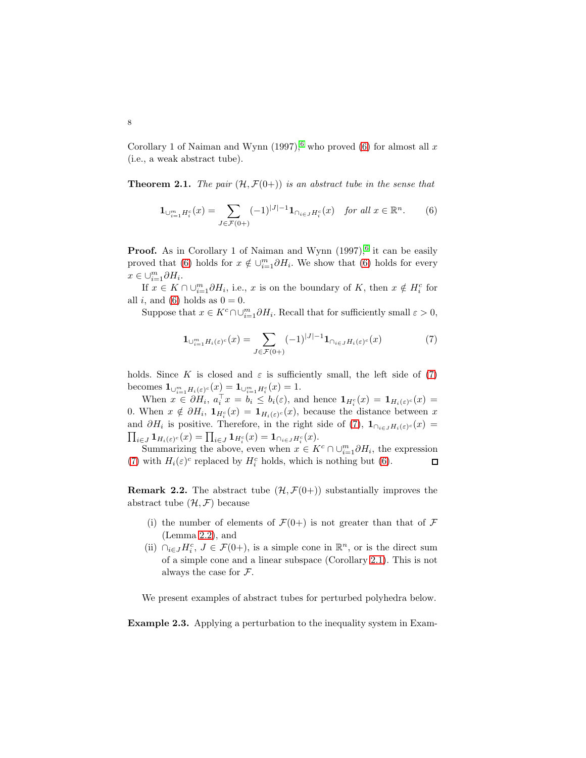Corollary 1 of Naiman and Wynn (1997),[6] who proved (6) for almost all $x$ (i.e., a weak abstract tube).

**Theorem 2.1.** *The pair $(\mathcal{H}, \mathcal{F}(0+))$ is an abstract tube in the sense that*

$$\mathbf{1}_{\cup_{i=1}^m H_i^c}(x) = \sum_{J \in \mathcal{F}(0+)} (-1)^{|J|-1} \mathbf{1}_{\cap_{i\in J} H_i^c}(x) \quad \textit{for all } x \in \mathbb{R}^n. \tag{6}$$

**Proof.** As in Corollary 1 of Naiman and Wynn (1997),[6] it can be easily proved that (6) holds for $x \notin \cup_{i=1}^m \partial H_i$. We show that (6) holds for every $x \in \cup_{i=1}^m \partial H_i$.

If $x \in K \cap \cup_{i=1}^m \partial H_i$, i.e., $x$ is on the boundary of $K$, then $x \notin H_i^c$ for all $i$, and (6) holds as $0 = 0$.

Suppose that $x \in K^c \cap \cup_{i=1}^m \partial H_i$. Recall that for sufficiently small $\varepsilon > 0$,

$$\mathbf{1}_{\cup_{i=1}^m H_i(\varepsilon)^c}(x) = \sum_{J \in \mathcal{F}(0+)} (-1)^{|J|-1} \mathbf{1}_{\cap_{i\in J} H_i(\varepsilon)^c}(x) \tag{7}$$

holds. Since $K$ is closed and $\varepsilon$ is sufficiently small, the left side of (7) becomes $\mathbf{1}_{\cup_{i=1}^m H_i(\varepsilon)^c}(x) = \mathbf{1}_{\cup_{i=1}^m H_i^c}(x) = 1$.

When $x \in \partial H_i$, $a_i^\top x = b_i \le b_i(\varepsilon)$, and hence $\mathbf{1}_{H_i^c}(x) = \mathbf{1}_{H_i(\varepsilon)^c}(x) = 0$. When $x \notin \partial H_i$, $\mathbf{1}_{H_i^c}(x) = \mathbf{1}_{H_i(\varepsilon)^c}(x)$, because the distance between $x$ and $\partial H_i$ is positive. Therefore, in the right side of (7), $\mathbf{1}_{\cap_{i\in J} H_i(\varepsilon)^c}(x) = \prod_{i\in J} \mathbf{1}_{H_i(\varepsilon)^c}(x) = \prod_{i \in J} \mathbf{1}_{H_i^c}(x) = \mathbf{1}_{\cap_{i\in J} H_i^c}(x)$.

Summarizing the above, even when $x \in K^c \cap \cup_{i=1}^m \partial H_i$, the expression (7) with $H_i(\varepsilon)^c$ replaced by $H_i^c$ holds, which is nothing but (6). ◻

**Remark 2.2.** The abstract tube $(\mathcal{H}, \mathcal{F}(0+))$ substantially improves the abstract tube $(\mathcal{H}, \mathcal{F})$ because

(i) the number of elements of $\mathcal{F}(0+)$ is not greater than that of $\mathcal{F}$ (Lemma 2.2), and
(ii) $\cap_{i\in J} H_i^c$, $J \in \mathcal{F}(0+)$, is a simple cone in $\mathbb{R}^n$, or is the direct sum of a simple cone and a linear subspace (Corollary 2.1). This is not always the case for $\mathcal{F}$.

We present examples of abstract tubes for perturbed polyhedra below.

**Example 2.3.** Applying a perturbation to the inequality system in Exam-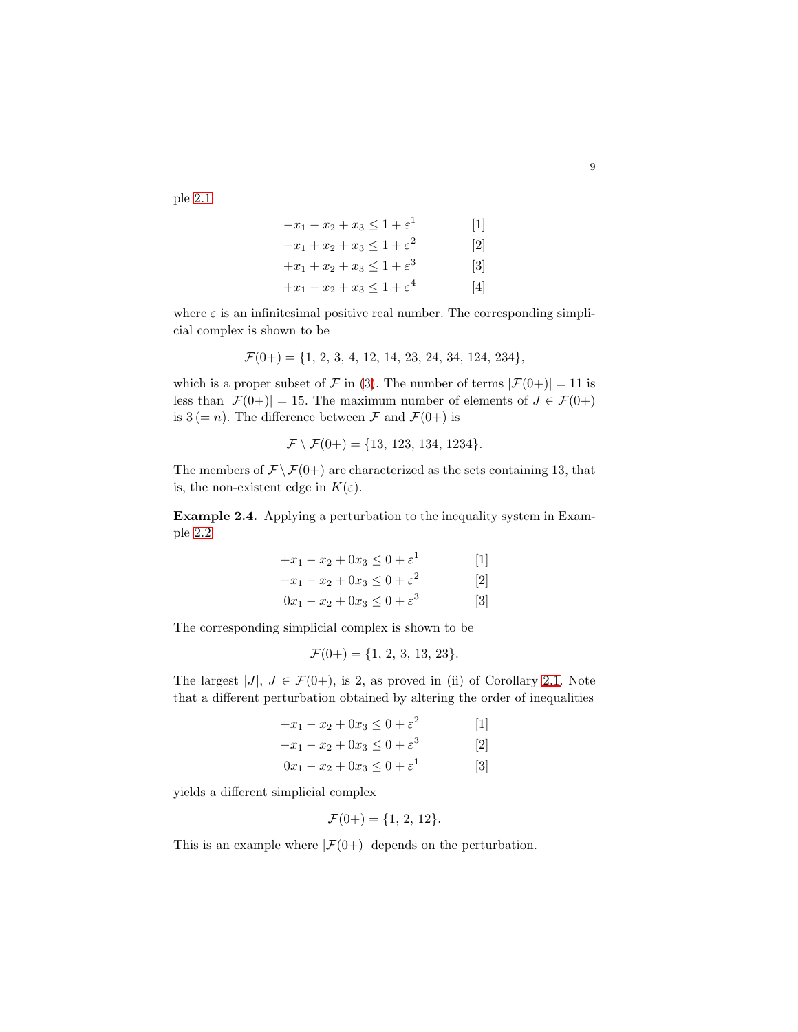ple 2.1:

$$
\begin{aligned}
-x_1 - x_2 + x_3 &\leq 1 + \varepsilon^1 & \quad [1]\\
-x_1 + x_2 + x_3 &\leq 1 + \varepsilon^2 & \quad [2]\\
+x_1 + x_2 + x_3 &\leq 1 + \varepsilon^3 & \quad [3]\\
+x_1 - x_2 + x_3 &\leq 1 + \varepsilon^4 & \quad [4]
\end{aligned}
$$

where $\varepsilon$ is an infinitesimal positive real number. The corresponding simplicial complex is shown to be

$$\mathcal{F}(0+) = \{1,\ 2,\ 3,\ 4,\ 12,\ 14,\ 23,\ 24,\ 34,\ 124,\ 234\},$$

which is a proper subset of $\mathcal{F}$ in (3). The number of terms $|\mathcal{F}(0+)| = 11$ is less than $|\mathcal{F}(0+)| = 15$. The maximum number of elements of $J \in \mathcal{F}(0+)$ is $3\,(= n)$. The difference between $\mathcal{F}$ and $\mathcal{F}(0+)$ is

$$\mathcal{F} \setminus \mathcal{F}(0+) = \{13,\ 123,\ 134,\ 1234\}.$$

The members of $\mathcal{F} \setminus \mathcal{F}(0+)$ are characterized as the sets containing 13, that is, the non-existent edge in $K(\varepsilon)$.

**Example 2.4.** Applying a perturbation to the inequality system in Example 2.2:

$$
\begin{aligned}
+x_1 - x_2 + 0x_3 &\leq 0 + \varepsilon^1 & \quad [1]\\
-x_1 - x_2 + 0x_3 &\leq 0 + \varepsilon^2 & \quad [2]\\
0x_1 - x_2 + 0x_3 &\leq 0 + \varepsilon^3 & \quad [3]
\end{aligned}
$$

The corresponding simplicial complex is shown to be

$$\mathcal{F}(0+) = \{1,\ 2,\ 3,\ 13,\ 23\}.$$

The largest $|J|$, $J \in \mathcal{F}(0+)$, is 2, as proved in (ii) of Corollary 2.1. Note that a different perturbation obtained by altering the order of inequalities

$$
\begin{aligned}
+x_1 - x_2 + 0x_3 &\leq 0 + \varepsilon^2 & \quad [1]\\
-x_1 - x_2 + 0x_3 &\leq 0 + \varepsilon^3 & \quad [2]\\
0x_1 - x_2 + 0x_3 &\leq 0 + \varepsilon^1 & \quad [3]
\end{aligned}
$$

yields a different simplicial complex

$$\mathcal{F}(0+) = \{1,\ 2,\ 12\}.$$

This is an example where $|\mathcal{F}(0+)|$ depends on the perturbation.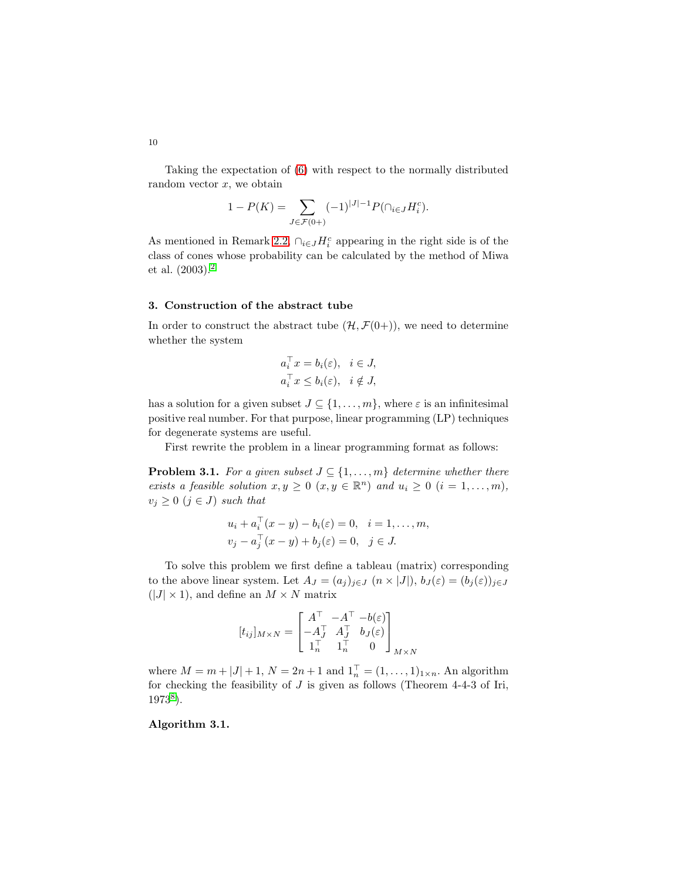Taking the expectation of (6) with respect to the normally distributed random vector $x$, we obtain

$$1 - P(K) = \sum_{J \in \mathcal{F}(0+)} (-1)^{|J|-1} P(\cap_{i \in J} H_i^c).$$

As mentioned in Remark 2.2, $\cap_{i \in J} H_i^c$ appearing in the right side is of the class of cones whose probability can be calculated by the method of Miwa et al. (2003).[2]

## 3. Construction of the abstract tube

In order to construct the abstract tube $(\mathcal{H}, \mathcal{F}(0+))$, we need to determine whether the system

$$\begin{aligned} a_i^\top x &= b_i(\varepsilon), \quad i \in J, \\ a_i^\top x &\le b_i(\varepsilon), \quad i \notin J, \end{aligned}$$

has a solution for a given subset $J \subseteq \{1, \ldots, m\}$, where $\varepsilon$ is an infinitesimal positive real number. For that purpose, linear programming (LP) techniques for degenerate systems are useful.

First rewrite the problem in a linear programming format as follows:

**Problem 3.1.** *For a given subset $J \subseteq \{1, \ldots, m\}$ determine whether there exists a feasible solution $x, y \ge 0$ ($x, y \in \mathbb{R}^n$) and $u_i \ge 0$ ($i = 1, \ldots, m$), $v_j \ge 0$ ($j \in J$) such that*

$$\begin{aligned} u_i + a_i^\top (x - y) - b_i(\varepsilon) &= 0, \quad i = 1, \ldots, m, \\ v_j - a_j^\top (x - y) + b_j(\varepsilon) &= 0, \quad j \in J. \end{aligned}$$

To solve this problem we first define a tableau (matrix) corresponding to the above linear system. Let $A_J = (a_j)_{j \in J}$ ($n \times |J|$), $b_J(\varepsilon) = (b_j(\varepsilon))_{j \in J}$ ($|J| \times 1$), and define an $M \times N$ matrix

$$[t_{ij}]_{M \times N} = \begin{bmatrix} A^\top & -A^\top & -b(\varepsilon) \\ -A_J^\top & A_J^\top & b_J(\varepsilon) \\ 1_n^\top & 1_n^\top & 0 \end{bmatrix}_{M \times N}$$

where $M = m + |J| + 1$, $N = 2n + 1$ and $1_n^\top = (1, \ldots, 1)_{1 \times n}$. An algorithm for checking the feasibility of $J$ is given as follows (Theorem 4-4-3 of Iri, 1973[8]).

**Algorithm 3.1.**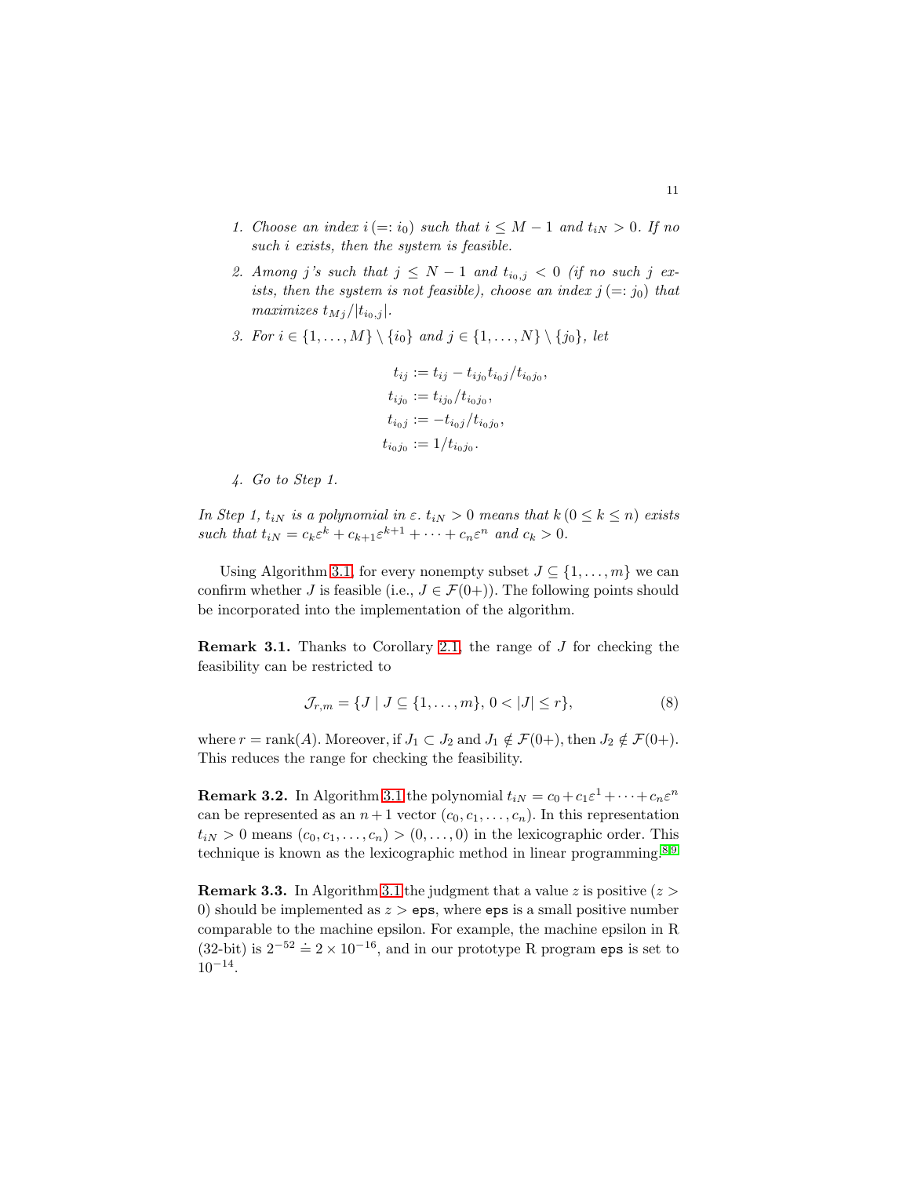1. *Choose an index $i\,(=: i_0)$ such that $i \leq M-1$ and $t_{iN} > 0$. If no such $i$ exists, then the system is feasible.*
2. *Among $j$'s such that $j \leq N-1$ and $t_{i_0,j} < 0$ (if no such $j$ exists, then the system is not feasible), choose an index $j\,(=: j_0)$ that maximizes $t_{Mj}/|t_{i_0,j}|$.*
3. *For $i \in \{1,\ldots,M\} \setminus \{i_0\}$ and $j \in \{1,\ldots,N\} \setminus \{j_0\}$, let*

$$
\begin{aligned}
t_{ij} &:= t_{ij} - t_{ij_0}t_{i_0j}/t_{i_0j_0},\\
t_{ij_0} &:= t_{ij_0}/t_{i_0j_0},\\
t_{i_0j} &:= -t_{i_0j}/t_{i_0j_0},\\
t_{i_0j_0} &:= 1/t_{i_0j_0}.
\end{aligned}
$$

4. *Go to Step 1.*

*In Step 1, $t_{iN}$ is a polynomial in $\varepsilon$. $t_{iN} > 0$ means that $k\,(0 \leq k \leq n)$ exists such that $t_{iN} = c_k\varepsilon^k + c_{k+1}\varepsilon^{k+1} + \cdots + c_n\varepsilon^n$ and $c_k > 0$.*

Using Algorithm 3.1, for every nonempty subset $J \subseteq \{1,\ldots,m\}$ we can confirm whether $J$ is feasible (i.e., $J \in \mathcal{F}(0+)$). The following points should be incorporated into the implementation of the algorithm.

**Remark 3.1.** Thanks to Corollary 2.1, the range of $J$ for checking the feasibility can be restricted to

$$
\mathcal{J}_{r,m} = \{J \mid J \subseteq \{1,\ldots,m\},\ 0 < |J| \leq r\}, \tag{8}
$$

where $r = \operatorname{rank}(A)$. Moreover, if $J_1 \subset J_2$ and $J_1 \notin \mathcal{F}(0+)$, then $J_2 \notin \mathcal{F}(0+)$. This reduces the range for checking the feasibility.

**Remark 3.2.** In Algorithm 3.1 the polynomial $t_{iN} = c_0 + c_1\varepsilon^1 + \cdots + c_n\varepsilon^n$ can be represented as an $n+1$ vector $(c_0, c_1, \ldots, c_n)$. In this representation $t_{iN} > 0$ means $(c_0, c_1, \ldots, c_n) > (0, \ldots, 0)$ in the lexicographic order. This technique is known as the lexicographic method in linear programming.[8,9]

**Remark 3.3.** In Algorithm 3.1 the judgment that a value $z$ is positive ($z > 0$) should be implemented as $z >$ `eps`, where `eps` is a small positive number comparable to the machine epsilon. For example, the machine epsilon in R (32-bit) is $2^{-52} \doteq 2 \times 10^{-16}$, and in our prototype R program `eps` is set to $10^{-14}$.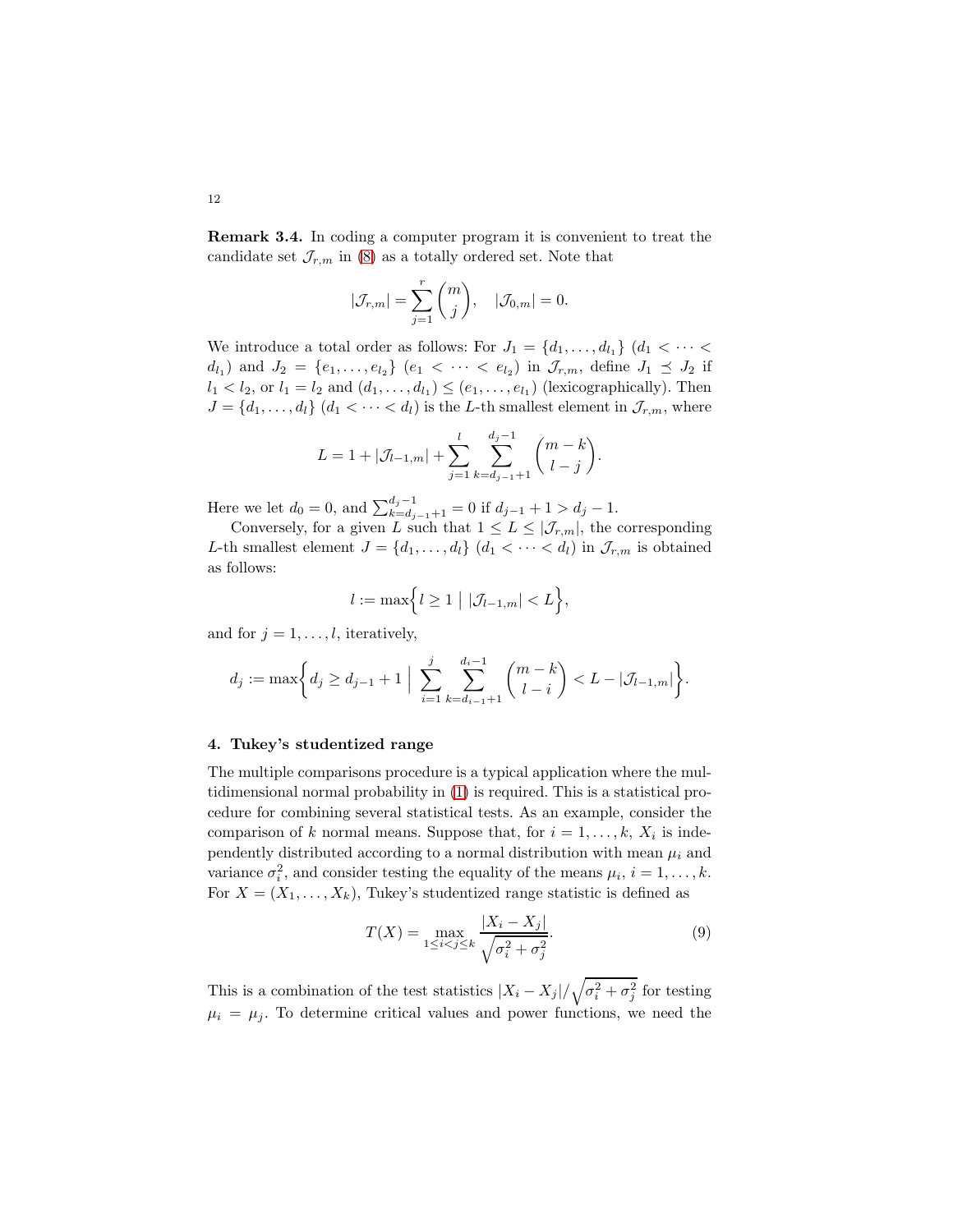**Remark 3.4.** In coding a computer program it is convenient to treat the candidate set $\mathcal{J}_{r,m}$ in (8) as a totally ordered set. Note that

$$|\mathcal{J}_{r,m}| = \sum_{j=1}^{r} \binom{m}{j}, \quad |\mathcal{J}_{0,m}| = 0.$$

We introduce a total order as follows: For $J_1 = \{d_1, \ldots, d_{l_1}\}$ ($d_1 < \cdots < d_{l_1}$) and $J_2 = \{e_1, \ldots, e_{l_2}\}$ ($e_1 < \cdots < e_{l_2}$) in $\mathcal{J}_{r,m}$, define $J_1 \preceq J_2$ if $l_1 < l_2$, or $l_1 = l_2$ and $(d_1, \ldots, d_{l_1}) \leq (e_1, \ldots, e_{l_1})$ (lexicographically). Then $J = \{d_1, \ldots, d_l\}$ ($d_1 < \cdots < d_l$) is the $L$-th smallest element in $\mathcal{J}_{r,m}$, where

$$L = 1 + |\mathcal{J}_{l-1,m}| + \sum_{j=1}^{l} \sum_{k=d_{j-1}+1}^{d_j - 1} \binom{m-k}{l-j}.$$

Here we let $d_0 = 0$, and $\sum_{k=d_{j-1}+1}^{d_j-1} = 0$ if $d_{j-1} + 1 > d_j - 1$.

Conversely, for a given $L$ such that $1 \leq L \leq |\mathcal{J}_{r,m}|$, the corresponding $L$-th smallest element $J = \{d_1, \ldots, d_l\}$ ($d_1 < \cdots < d_l$) in $\mathcal{J}_{r,m}$ is obtained as follows:

$$l := \max\Big\{ l \geq 1 \;\Big|\; |\mathcal{J}_{l-1,m}| < L \Big\},$$

and for $j = 1, \ldots, l$, iteratively,

$$d_j := \max\bigg\{ d_j \geq d_{j-1} + 1 \;\Big|\; \sum_{i=1}^{j} \sum_{k=d_{i-1}+1}^{d_i - 1} \binom{m-k}{l-i} < L - |\mathcal{J}_{l-1,m}| \bigg\}.$$

## 4. Tukey's studentized range

The multiple comparisons procedure is a typical application where the multidimensional normal probability in (1) is required. This is a statistical procedure for combining several statistical tests. As an example, consider the comparison of $k$ normal means. Suppose that, for $i = 1, \ldots, k$, $X_i$ is independently distributed according to a normal distribution with mean $\mu_i$ and variance $\sigma_i^2$, and consider testing the equality of the means $\mu_i$, $i = 1, \ldots, k$. For $X = (X_1, \ldots, X_k)$, Tukey's studentized range statistic is defined as

$$T(X) = \max_{1 \leq i < j \leq k} \frac{|X_i - X_j|}{\sqrt{\sigma_i^2 + \sigma_j^2}}. \tag{9}$$

This is a combination of the test statistics $|X_i - X_j| / \sqrt{\sigma_i^2 + \sigma_j^2}$ for testing $\mu_i = \mu_j$. To determine critical values and power functions, we need the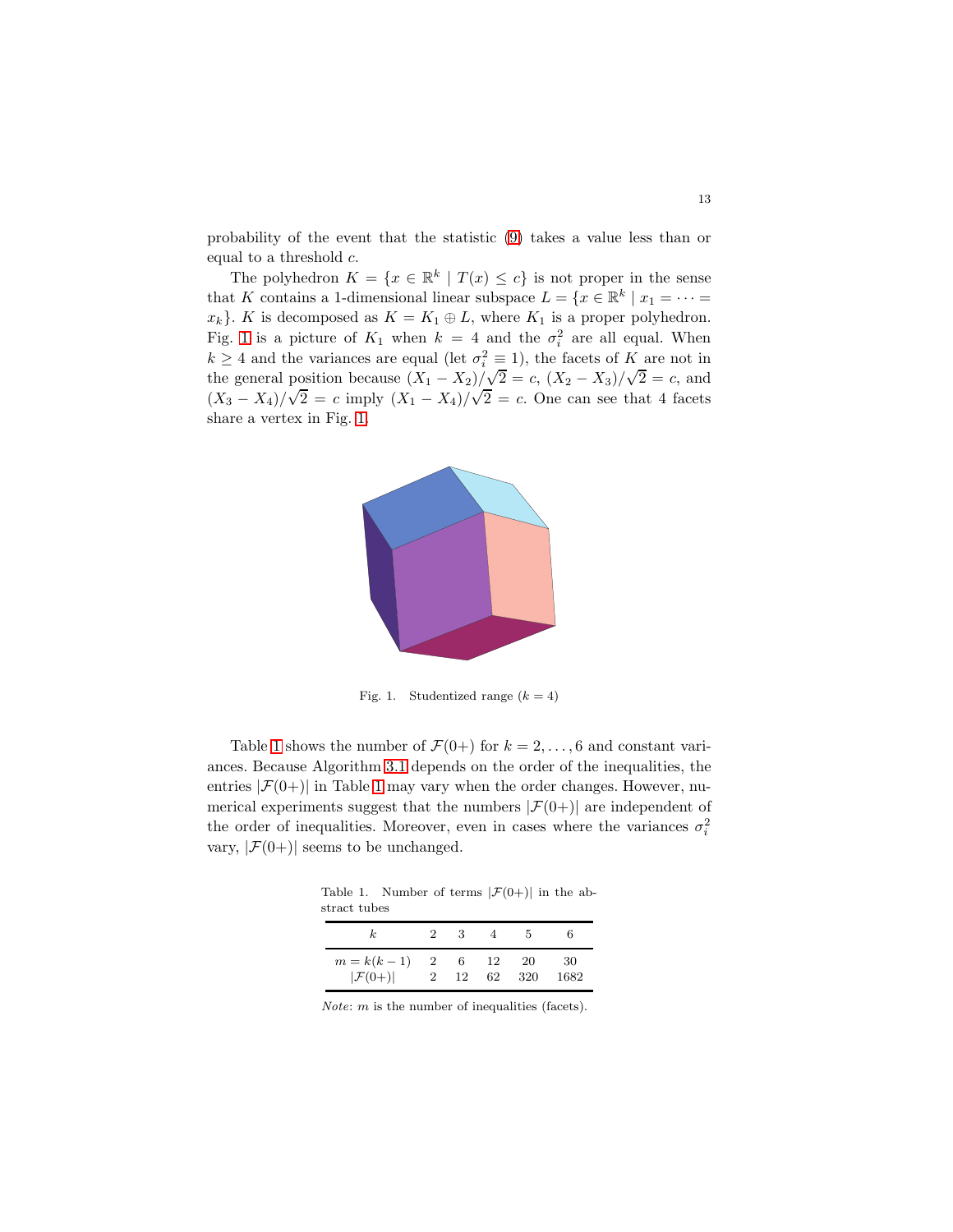probability of the event that the statistic (9) takes a value less than or equal to a threshold $c$.

The polyhedron $K = \{x \in \mathbb{R}^k \mid T(x) \le c\}$ is not proper in the sense that $K$ contains a 1-dimensional linear subspace $L = \{x \in \mathbb{R}^k \mid x_1 = \cdots = x_k\}$. $K$ is decomposed as $K = K_1 \oplus L$, where $K_1$ is a proper polyhedron. Fig. 1 is a picture of $K_1$ when $k = 4$ and the $\sigma_i^2$ are all equal. When $k \ge 4$ and the variances are equal (let $\sigma_i^2 \equiv 1$), the facets of $K$ are not in the general position because $(X_1 - X_2)/\sqrt{2} = c$, $(X_2 - X_3)/\sqrt{2} = c$, and $(X_3 - X_4)/\sqrt{2} = c$ imply $(X_1 - X_4)/\sqrt{2} = c$. One can see that 4 facets share a vertex in Fig. 1.

Fig. 1. Studentized range ($k = 4$)

Table 1 shows the number of $\mathcal{F}(0+)$ for $k = 2, \ldots, 6$ and constant variances. Because Algorithm 3.1 depends on the order of the inequalities, the entries $|\mathcal{F}(0+)|$ in Table 1 may vary when the order changes. However, numerical experiments suggest that the numbers $|\mathcal{F}(0+)|$ are independent of the order of inequalities. Moreover, even in cases where the variances $\sigma_i^2$ vary, $|\mathcal{F}(0+)|$ seems to be unchanged.

Table 1. Number of terms $|\mathcal{F}(0+)|$ in the abstract tubes

| $k$ | 2 | 3 | 4 | 5 | 6 |
|---|---|---|---|---|---|
| $m = k(k-1)$ | 2 | 6 | 12 | 20 | 30 |
| $\lvert\mathcal{F}(0+)\rvert$ | 2 | 12 | 62 | 320 | 1682 |

*Note*: $m$ is the number of inequalities (facets).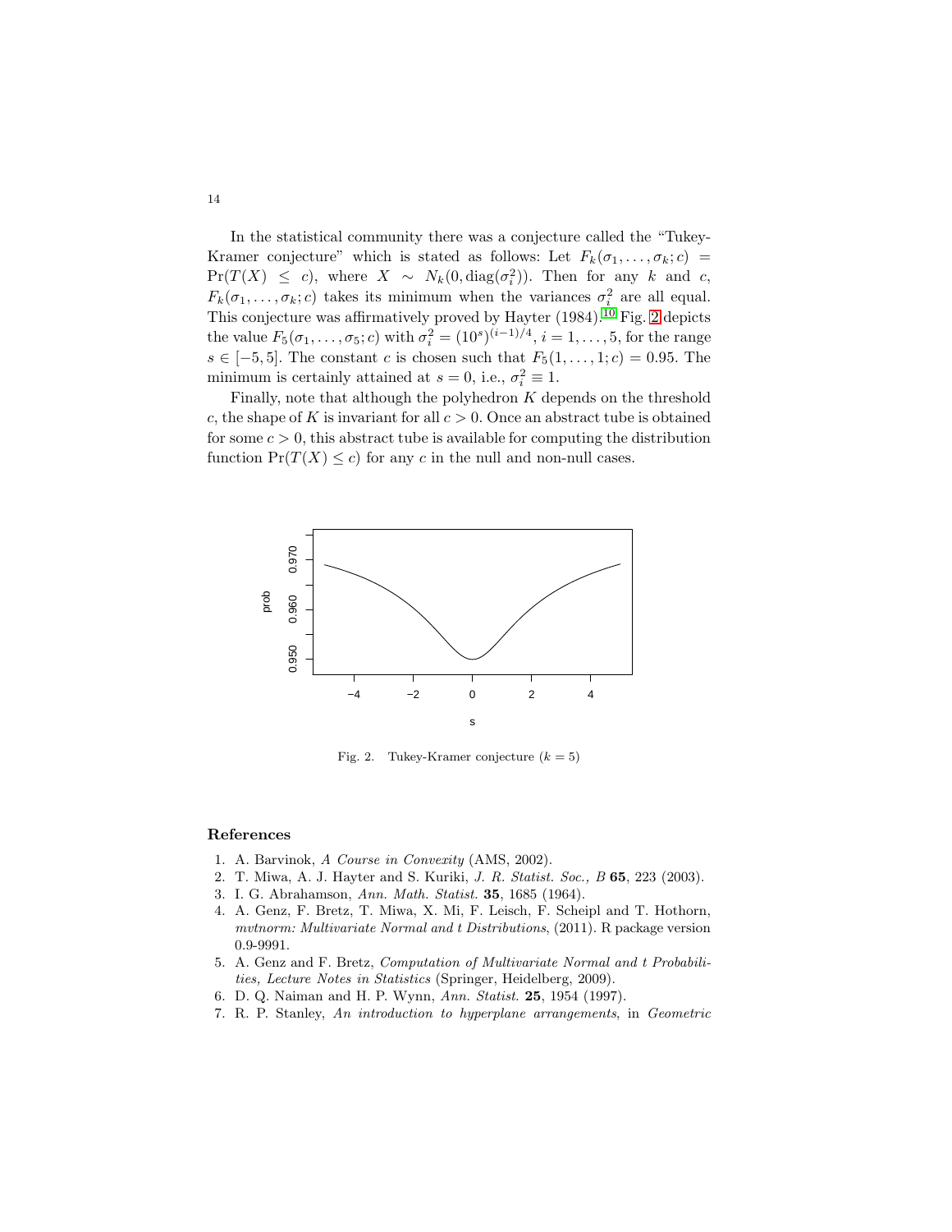In the statistical community there was a conjecture called the "Tukey-Kramer conjecture" which is stated as follows: Let $F_k(\sigma_1, \ldots, \sigma_k; c) = \Pr(T(X) \le c)$, where $X \sim N_k(0, \mathrm{diag}(\sigma_i^2))$. Then for any $k$ and $c$, $F_k(\sigma_1, \ldots, \sigma_k; c)$ takes its minimum when the variances $\sigma_i^2$ are all equal. This conjecture was affirmatively proved by Hayter (1984).[10] Fig. 2 depicts the value $F_5(\sigma_1, \ldots, \sigma_5; c)$ with $\sigma_i^2 = (10^s)^{(i-1)/4}$, $i = 1, \ldots, 5$, for the range $s \in [-5, 5]$. The constant $c$ is chosen such that $F_5(1, \ldots, 1; c) = 0.95$. The minimum is certainly attained at $s = 0$, i.e., $\sigma_i^2 \equiv 1$.

Finally, note that although the polyhedron $K$ depends on the threshold $c$, the shape of $K$ is invariant for all $c > 0$. Once an abstract tube is obtained for some $c > 0$, this abstract tube is available for computing the distribution function $\Pr(T(X) \le c)$ for any $c$ in the null and non-null cases.

Fig. 2. Tukey-Kramer conjecture ($k = 5$)

## References

1. A. Barvinok, *A Course in Convexity* (AMS, 2002).
2. T. Miwa, A. J. Hayter and S. Kuriki, *J. R. Statist. Soc., B* **65**, 223 (2003).
3. I. G. Abrahamson, *Ann. Math. Statist.* **35**, 1685 (1964).
4. A. Genz, F. Bretz, T. Miwa, X. Mi, F. Leisch, F. Scheipl and T. Hothorn, *mvtnorm: Multivariate Normal and t Distributions*, (2011). R package version 0.9-9991.
5. A. Genz and F. Bretz, *Computation of Multivariate Normal and t Probabilities, Lecture Notes in Statistics* (Springer, Heidelberg, 2009).
6. D. Q. Naiman and H. P. Wynn, *Ann. Statist.* **25**, 1954 (1997).
7. R. P. Stanley, *An introduction to hyperplane arrangements*, in *Geometric*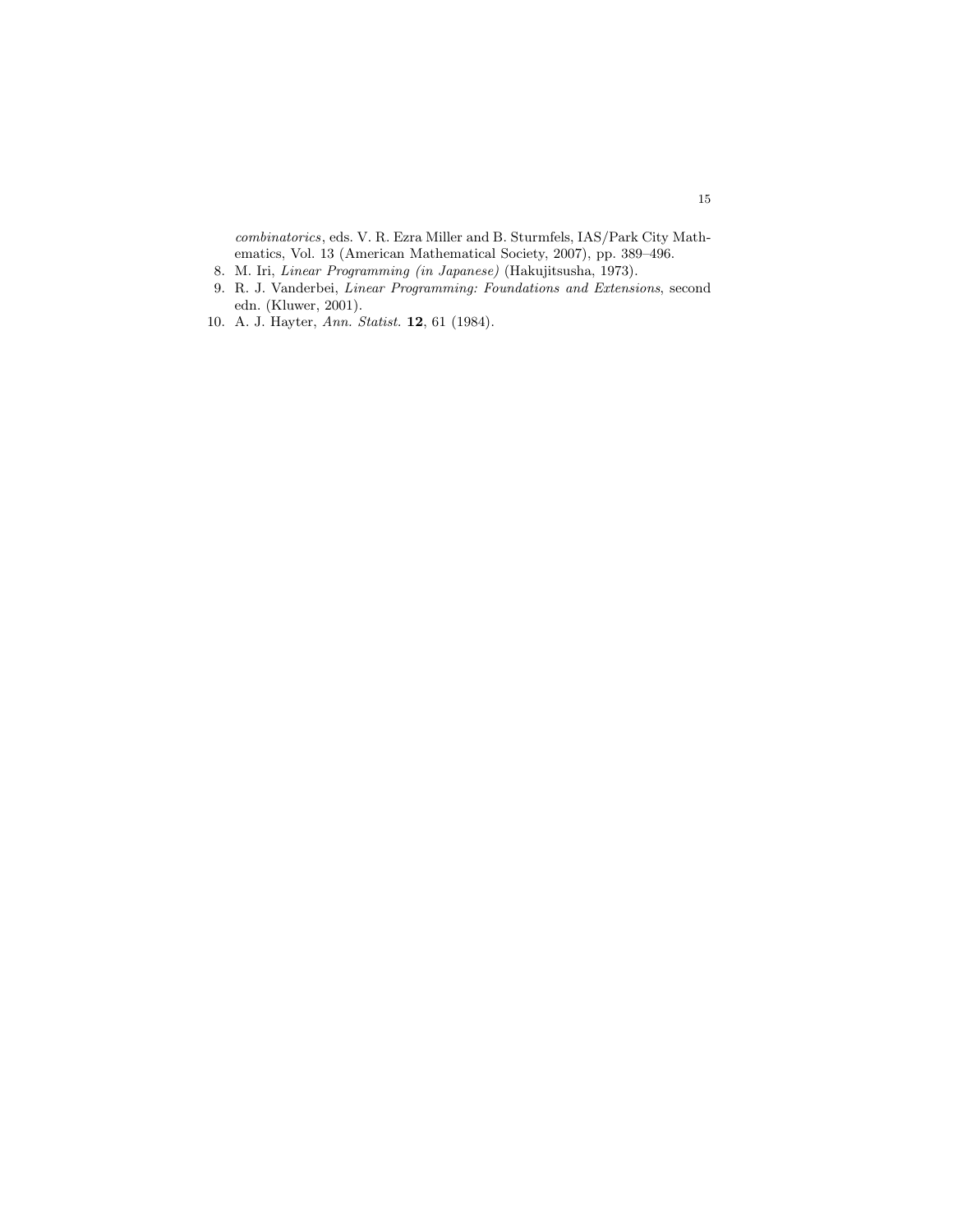*combinatorics*, eds. V. R. Ezra Miller and B. Sturmfels, IAS/Park City Mathematics, Vol. 13 (American Mathematical Society, 2007), pp. 389–496.

8. M. Iri, *Linear Programming (in Japanese)* (Hakujitsusha, 1973).
9. R. J. Vanderbei, *Linear Programming: Foundations and Extensions*, second edn. (Kluwer, 2001).
10. A. J. Hayter, *Ann. Statist.* **12**, 61 (1984).